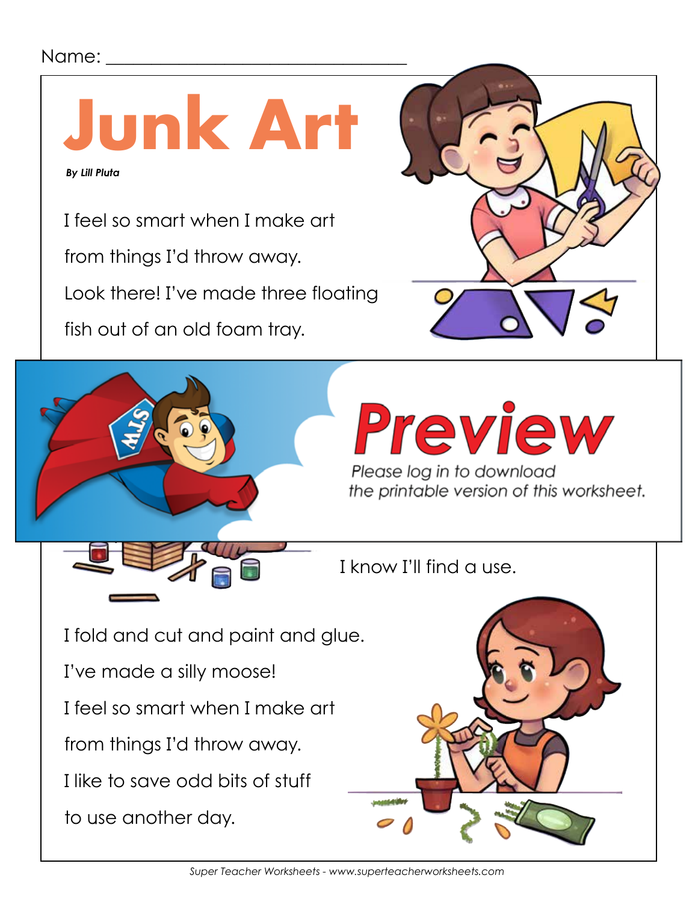Name: ___________________________

# Junk Art

***By Lill Pluta***

I feel so smart when I make art

from things I'd throw away.

Look there! I've made three floating

fish out of an old foam tray.

**Preview**

*Please log in to download the printable version of this worksheet.*

I know I'll find a use.

I fold and cut and paint and glue.

I've made a silly moose!

I feel so smart when I make art

from things I'd throw away.

I like to save odd bits of stuff

to use another day.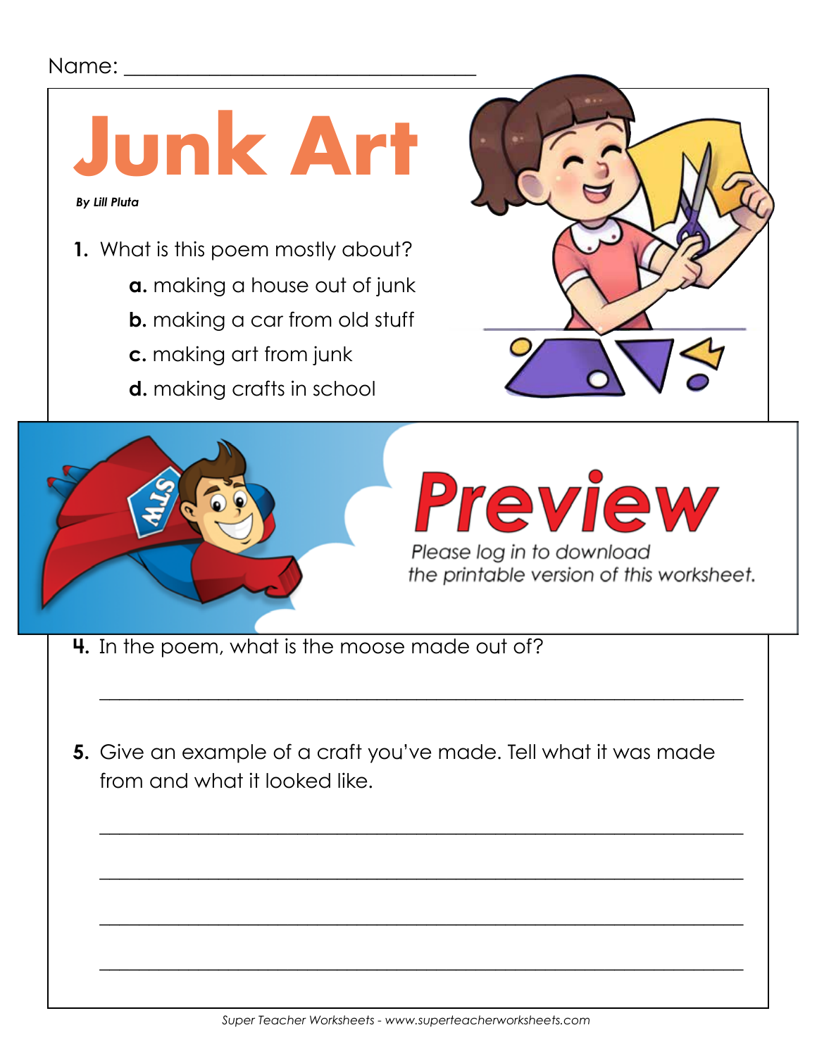Name: ___________________________

# Junk Art

***By Lill Pluta***

**1.** What is this poem mostly about?

- **a.** making a house out of junk
- **b.** making a car from old stuff
- **c.** making art from junk
- **d.** making crafts in school

**Preview**

*Please log in to download the printable version of this worksheet.*

**4.** In the poem, what is the moose made out of?

_______________________________________________

**5.** Give an example of a craft you've made. Tell what it was made from and what it looked like.

_______________________________________________

_______________________________________________

_______________________________________________

_______________________________________________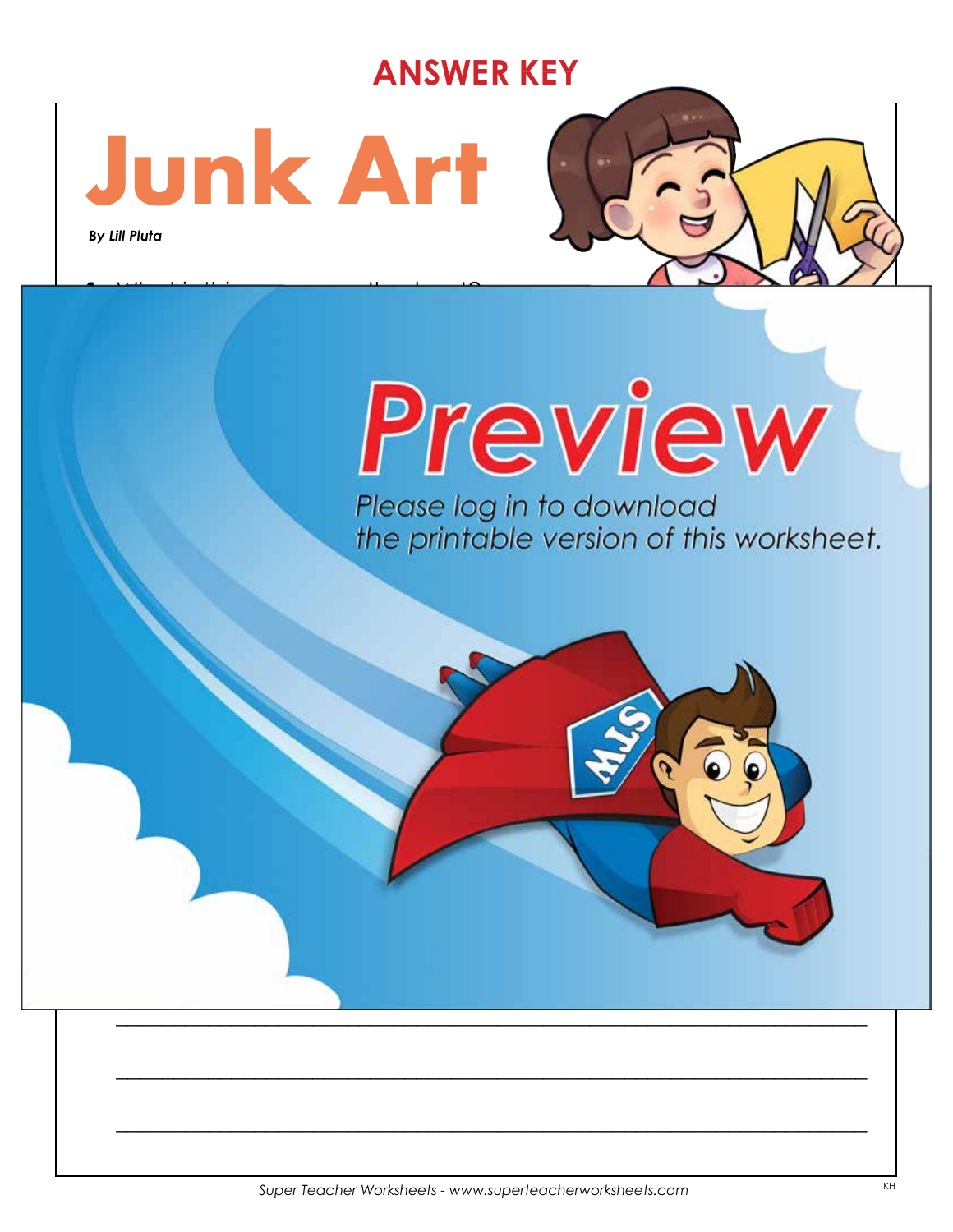**ANSWER KEY**

# Junk Art

***By Lill Pluta***